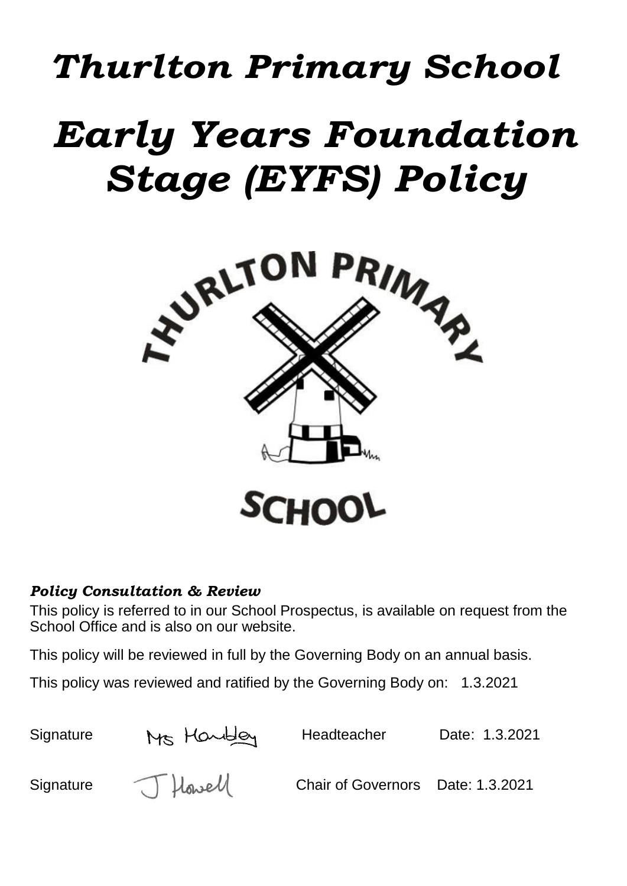# *Thurlton Primary School*

# *Early Years Foundation Stage (EYFS) Policy*

THURLTON PRIMARY SCHOOL

### *Policy Consultation & Review*

This policy is referred to in our School Prospectus, is available on request from the School Office and is also on our website.

This policy will be reviewed in full by the Governing Body on an annual basis.

This policy was reviewed and ratified by the Governing Body on: 1.3.2021

| | | | |
|---|---|---|---|
| Signature | Ms Hanbley | Headteacher | Date: 1.3.2021 |
| Signature | J Howell | Chair of Governors | Date: 1.3.2021 |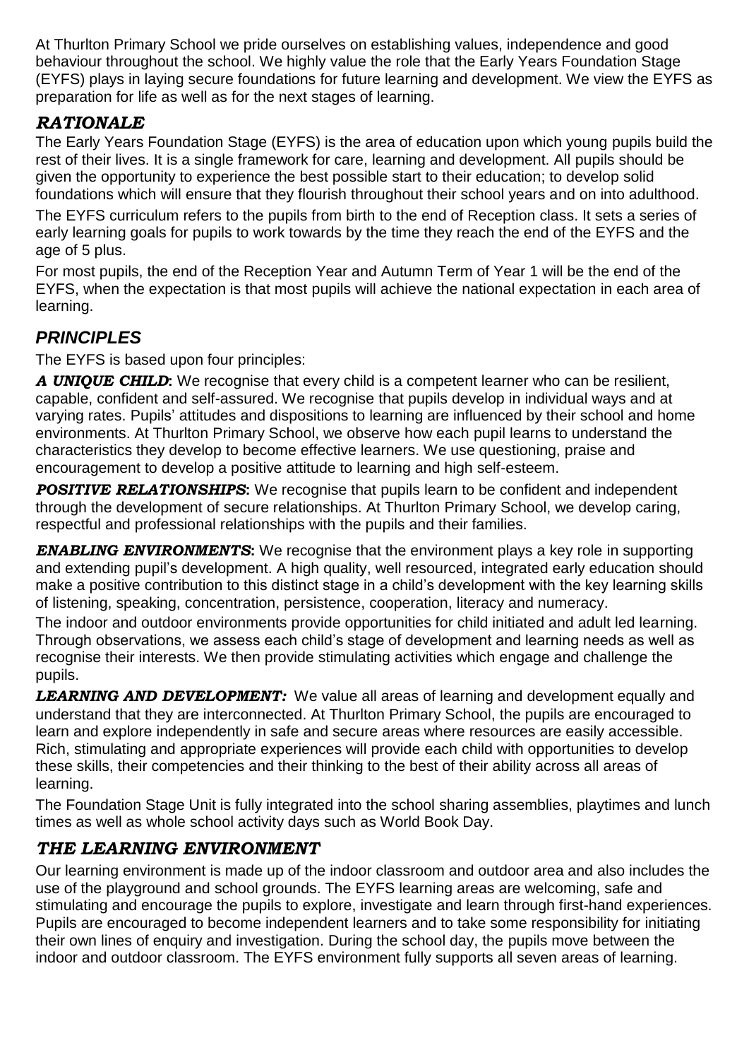At Thurlton Primary School we pride ourselves on establishing values, independence and good behaviour throughout the school. We highly value the role that the Early Years Foundation Stage (EYFS) plays in laying secure foundations for future learning and development. We view the EYFS as preparation for life as well as for the next stages of learning.

## *RATIONALE*

The Early Years Foundation Stage (EYFS) is the area of education upon which young pupils build the rest of their lives. It is a single framework for care, learning and development. All pupils should be given the opportunity to experience the best possible start to their education; to develop solid foundations which will ensure that they flourish throughout their school years and on into adulthood.

The EYFS curriculum refers to the pupils from birth to the end of Reception class. It sets a series of early learning goals for pupils to work towards by the time they reach the end of the EYFS and the age of 5 plus.

For most pupils, the end of the Reception Year and Autumn Term of Year 1 will be the end of the EYFS, when the expectation is that most pupils will achieve the national expectation in each area of learning.

## *PRINCIPLES*

The EYFS is based upon four principles:

***A UNIQUE CHILD*:** We recognise that every child is a competent learner who can be resilient, capable, confident and self-assured. We recognise that pupils develop in individual ways and at varying rates. Pupils' attitudes and dispositions to learning are influenced by their school and home environments. At Thurlton Primary School, we observe how each pupil learns to understand the characteristics they develop to become effective learners. We use questioning, praise and encouragement to develop a positive attitude to learning and high self-esteem.

***POSITIVE RELATIONSHIPS*:** We recognise that pupils learn to be confident and independent through the development of secure relationships. At Thurlton Primary School, we develop caring, respectful and professional relationships with the pupils and their families.

***ENABLING ENVIRONMENTS*:** We recognise that the environment plays a key role in supporting and extending pupil's development. A high quality, well resourced, integrated early education should make a positive contribution to this distinct stage in a child's development with the key learning skills of listening, speaking, concentration, persistence, cooperation, literacy and numeracy.

The indoor and outdoor environments provide opportunities for child initiated and adult led learning. Through observations, we assess each child's stage of development and learning needs as well as recognise their interests. We then provide stimulating activities which engage and challenge the pupils.

***LEARNING AND DEVELOPMENT:*** We value all areas of learning and development equally and understand that they are interconnected. At Thurlton Primary School, the pupils are encouraged to learn and explore independently in safe and secure areas where resources are easily accessible. Rich, stimulating and appropriate experiences will provide each child with opportunities to develop these skills, their competencies and their thinking to the best of their ability across all areas of learning.

The Foundation Stage Unit is fully integrated into the school sharing assemblies, playtimes and lunch times as well as whole school activity days such as World Book Day.

## *THE LEARNING ENVIRONMENT*

Our learning environment is made up of the indoor classroom and outdoor area and also includes the use of the playground and school grounds. The EYFS learning areas are welcoming, safe and stimulating and encourage the pupils to explore, investigate and learn through first-hand experiences. Pupils are encouraged to become independent learners and to take some responsibility for initiating their own lines of enquiry and investigation. During the school day, the pupils move between the indoor and outdoor classroom. The EYFS environment fully supports all seven areas of learning.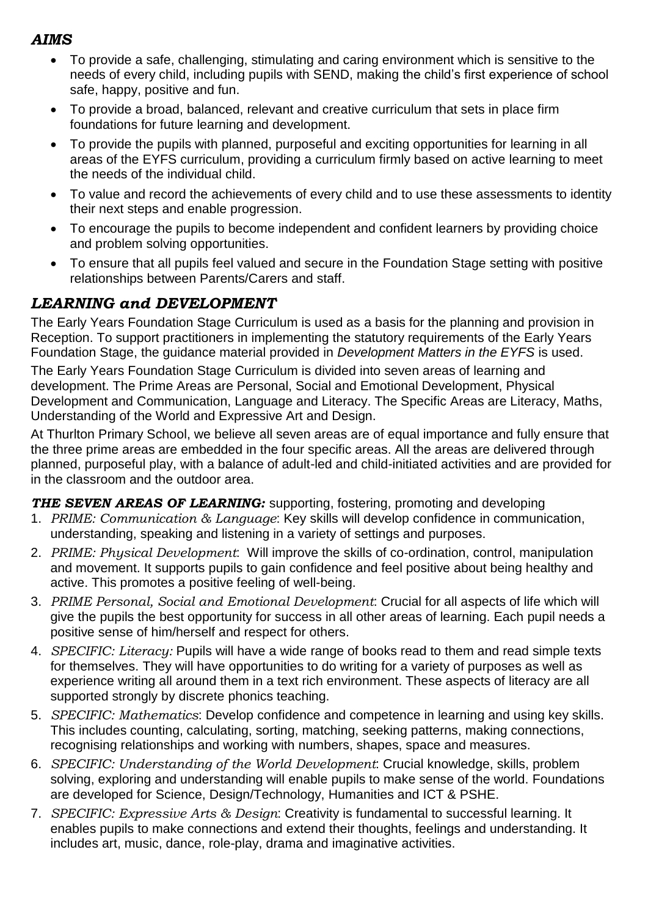## *AIMS*

- To provide a safe, challenging, stimulating and caring environment which is sensitive to the needs of every child, including pupils with SEND, making the child's first experience of school safe, happy, positive and fun.
- To provide a broad, balanced, relevant and creative curriculum that sets in place firm foundations for future learning and development.
- To provide the pupils with planned, purposeful and exciting opportunities for learning in all areas of the EYFS curriculum, providing a curriculum firmly based on active learning to meet the needs of the individual child.
- To value and record the achievements of every child and to use these assessments to identity their next steps and enable progression.
- To encourage the pupils to become independent and confident learners by providing choice and problem solving opportunities.
- To ensure that all pupils feel valued and secure in the Foundation Stage setting with positive relationships between Parents/Carers and staff.

## *LEARNING and DEVELOPMENT*

The Early Years Foundation Stage Curriculum is used as a basis for the planning and provision in Reception. To support practitioners in implementing the statutory requirements of the Early Years Foundation Stage, the guidance material provided in *Development Matters in the EYFS* is used.

The Early Years Foundation Stage Curriculum is divided into seven areas of learning and development. The Prime Areas are Personal, Social and Emotional Development, Physical Development and Communication, Language and Literacy. The Specific Areas are Literacy, Maths, Understanding of the World and Expressive Art and Design.

At Thurlton Primary School, we believe all seven areas are of equal importance and fully ensure that the three prime areas are embedded in the four specific areas. All the areas are delivered through planned, purposeful play, with a balance of adult-led and child-initiated activities and are provided for in the classroom and the outdoor area.

***THE SEVEN AREAS OF LEARNING:*** supporting, fostering, promoting and developing

1. *PRIME: Communication & Language*: Key skills will develop confidence in communication, understanding, speaking and listening in a variety of settings and purposes.
2. *PRIME: Physical Development*: Will improve the skills of co-ordination, control, manipulation and movement. It supports pupils to gain confidence and feel positive about being healthy and active. This promotes a positive feeling of well-being.
3. *PRIME Personal, Social and Emotional Development*: Crucial for all aspects of life which will give the pupils the best opportunity for success in all other areas of learning. Each pupil needs a positive sense of him/herself and respect for others.
4. *SPECIFIC: Literacy:* Pupils will have a wide range of books read to them and read simple texts for themselves. They will have opportunities to do writing for a variety of purposes as well as experience writing all around them in a text rich environment. These aspects of literacy are all supported strongly by discrete phonics teaching.
5. *SPECIFIC: Mathematics*: Develop confidence and competence in learning and using key skills. This includes counting, calculating, sorting, matching, seeking patterns, making connections, recognising relationships and working with numbers, shapes, space and measures.
6. *SPECIFIC: Understanding of the World Development*: Crucial knowledge, skills, problem solving, exploring and understanding will enable pupils to make sense of the world. Foundations are developed for Science, Design/Technology, Humanities and ICT & PSHE.
7. *SPECIFIC: Expressive Arts & Design*: Creativity is fundamental to successful learning. It enables pupils to make connections and extend their thoughts, feelings and understanding. It includes art, music, dance, role-play, drama and imaginative activities.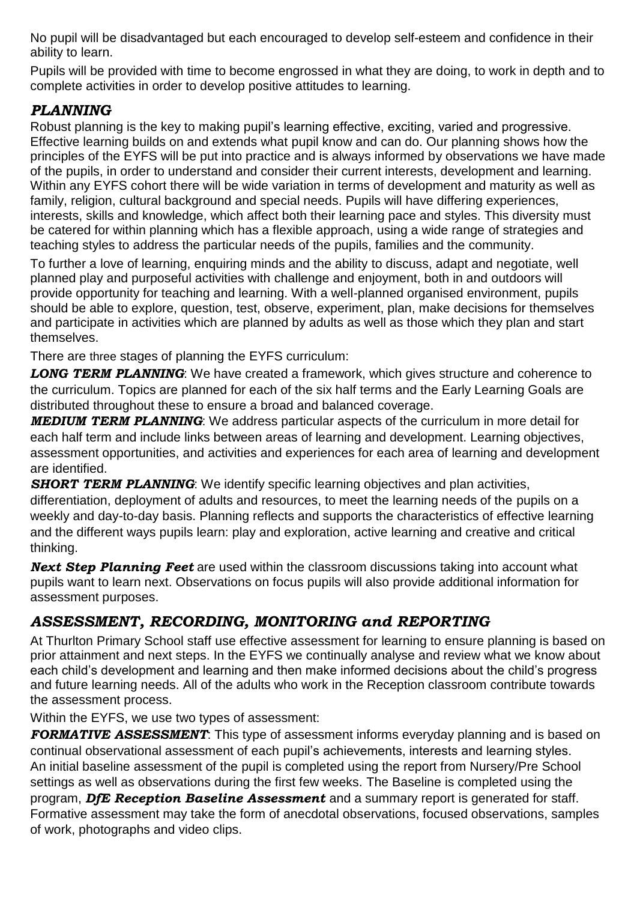No pupil will be disadvantaged but each encouraged to develop self-esteem and confidence in their ability to learn.

Pupils will be provided with time to become engrossed in what they are doing, to work in depth and to complete activities in order to develop positive attitudes to learning.

## *PLANNING*

Robust planning is the key to making pupil's learning effective, exciting, varied and progressive. Effective learning builds on and extends what pupil know and can do. Our planning shows how the principles of the EYFS will be put into practice and is always informed by observations we have made of the pupils, in order to understand and consider their current interests, development and learning. Within any EYFS cohort there will be wide variation in terms of development and maturity as well as family, religion, cultural background and special needs. Pupils will have differing experiences, interests, skills and knowledge, which affect both their learning pace and styles. This diversity must be catered for within planning which has a flexible approach, using a wide range of strategies and teaching styles to address the particular needs of the pupils, families and the community.

To further a love of learning, enquiring minds and the ability to discuss, adapt and negotiate, well planned play and purposeful activities with challenge and enjoyment, both in and outdoors will provide opportunity for teaching and learning. With a well-planned organised environment, pupils should be able to explore, question, test, observe, experiment, plan, make decisions for themselves and participate in activities which are planned by adults as well as those which they plan and start themselves.

There are three stages of planning the EYFS curriculum:

***LONG TERM PLANNING***: We have created a framework, which gives structure and coherence to the curriculum. Topics are planned for each of the six half terms and the Early Learning Goals are distributed throughout these to ensure a broad and balanced coverage.

***MEDIUM TERM PLANNING***: We address particular aspects of the curriculum in more detail for each half term and include links between areas of learning and development. Learning objectives, assessment opportunities, and activities and experiences for each area of learning and development are identified.

***SHORT TERM PLANNING***: We identify specific learning objectives and plan activities, differentiation, deployment of adults and resources, to meet the learning needs of the pupils on a weekly and day-to-day basis. Planning reflects and supports the characteristics of effective learning and the different ways pupils learn: play and exploration, active learning and creative and critical thinking.

***Next Step Planning Feet*** are used within the classroom discussions taking into account what pupils want to learn next. Observations on focus pupils will also provide additional information for assessment purposes.

## *ASSESSMENT, RECORDING, MONITORING and REPORTING*

At Thurlton Primary School staff use effective assessment for learning to ensure planning is based on prior attainment and next steps. In the EYFS we continually analyse and review what we know about each child's development and learning and then make informed decisions about the child's progress and future learning needs. All of the adults who work in the Reception classroom contribute towards the assessment process.

Within the EYFS, we use two types of assessment:

***FORMATIVE ASSESSMENT***: This type of assessment informs everyday planning and is based on continual observational assessment of each pupil's achievements, interests and learning styles. An initial baseline assessment of the pupil is completed using the report from Nursery/Pre School settings as well as observations during the first few weeks. The Baseline is completed using the program, ***DfE Reception Baseline Assessment*** and a summary report is generated for staff. Formative assessment may take the form of anecdotal observations, focused observations, samples of work, photographs and video clips.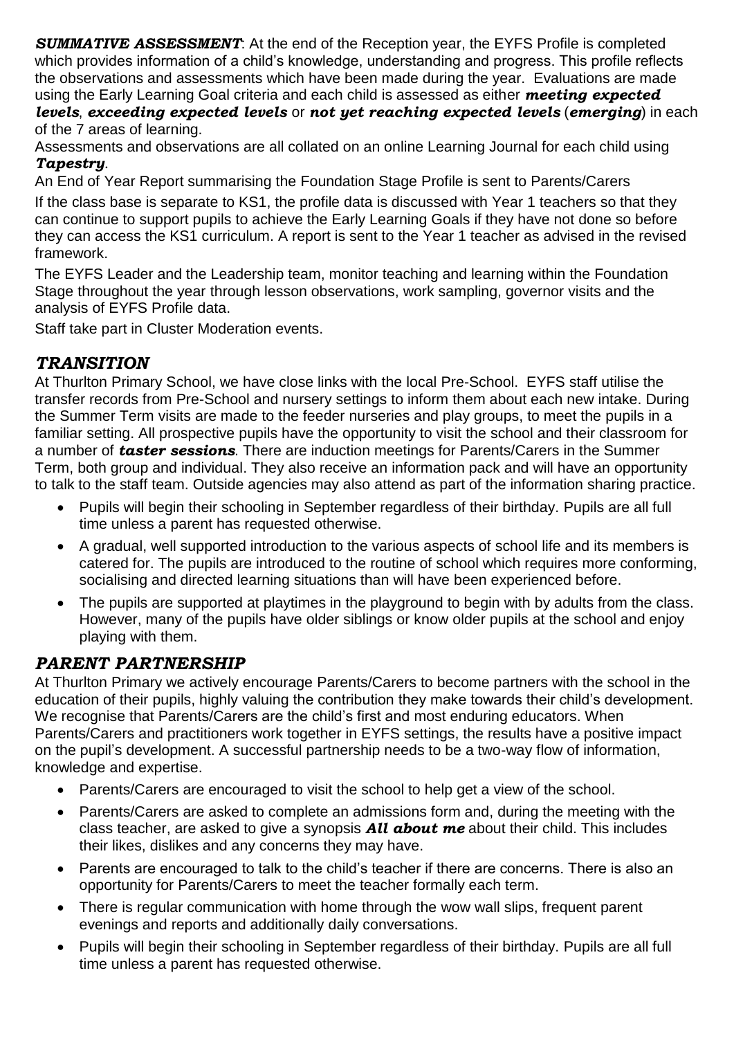***SUMMATIVE ASSESSMENT***: At the end of the Reception year, the EYFS Profile is completed which provides information of a child's knowledge, understanding and progress. This profile reflects the observations and assessments which have been made during the year. Evaluations are made using the Early Learning Goal criteria and each child is assessed as either ***meeting expected levels***, ***exceeding expected levels*** or ***not yet reaching expected levels*** (***emerging***) in each of the 7 areas of learning.

Assessments and observations are all collated on an online Learning Journal for each child using ***Tapestry***.

An End of Year Report summarising the Foundation Stage Profile is sent to Parents/Carers

If the class base is separate to KS1, the profile data is discussed with Year 1 teachers so that they can continue to support pupils to achieve the Early Learning Goals if they have not done so before they can access the KS1 curriculum. A report is sent to the Year 1 teacher as advised in the revised framework.

The EYFS Leader and the Leadership team, monitor teaching and learning within the Foundation Stage throughout the year through lesson observations, work sampling, governor visits and the analysis of EYFS Profile data.

Staff take part in Cluster Moderation events.

## *TRANSITION*

At Thurlton Primary School, we have close links with the local Pre-School. EYFS staff utilise the transfer records from Pre-School and nursery settings to inform them about each new intake. During the Summer Term visits are made to the feeder nurseries and play groups, to meet the pupils in a familiar setting. All prospective pupils have the opportunity to visit the school and their classroom for a number of ***taster sessions***. There are induction meetings for Parents/Carers in the Summer Term, both group and individual. They also receive an information pack and will have an opportunity to talk to the staff team. Outside agencies may also attend as part of the information sharing practice.

- Pupils will begin their schooling in September regardless of their birthday. Pupils are all full time unless a parent has requested otherwise.
- A gradual, well supported introduction to the various aspects of school life and its members is catered for. The pupils are introduced to the routine of school which requires more conforming, socialising and directed learning situations than will have been experienced before.
- The pupils are supported at playtimes in the playground to begin with by adults from the class. However, many of the pupils have older siblings or know older pupils at the school and enjoy playing with them.

## *PARENT PARTNERSHIP*

At Thurlton Primary we actively encourage Parents/Carers to become partners with the school in the education of their pupils, highly valuing the contribution they make towards their child's development. We recognise that Parents/Carers are the child's first and most enduring educators. When Parents/Carers and practitioners work together in EYFS settings, the results have a positive impact on the pupil's development. A successful partnership needs to be a two-way flow of information, knowledge and expertise.

- Parents/Carers are encouraged to visit the school to help get a view of the school.
- Parents/Carers are asked to complete an admissions form and, during the meeting with the class teacher, are asked to give a synopsis ***All about me*** about their child. This includes their likes, dislikes and any concerns they may have.
- Parents are encouraged to talk to the child's teacher if there are concerns. There is also an opportunity for Parents/Carers to meet the teacher formally each term.
- There is regular communication with home through the wow wall slips, frequent parent evenings and reports and additionally daily conversations.
- Pupils will begin their schooling in September regardless of their birthday. Pupils are all full time unless a parent has requested otherwise.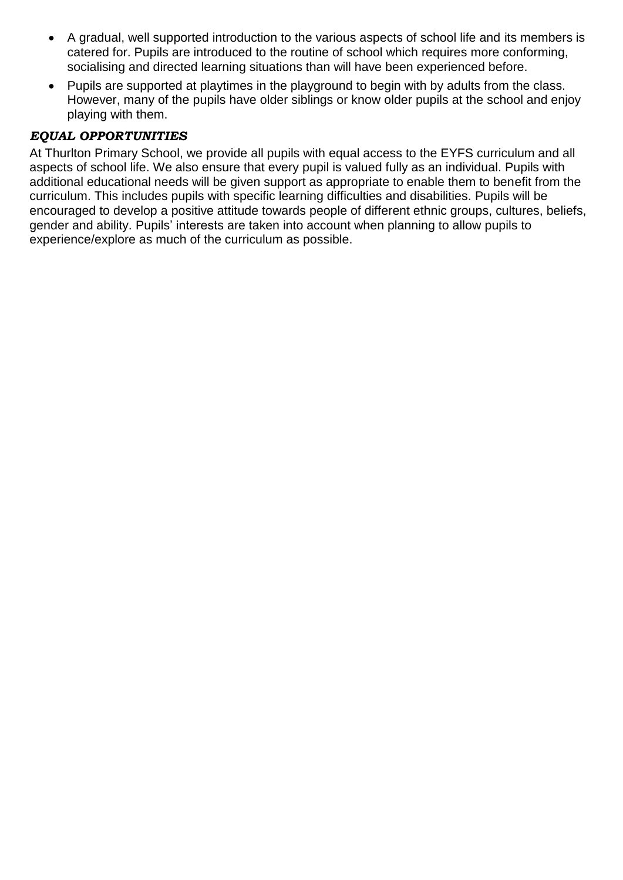- A gradual, well supported introduction to the various aspects of school life and its members is catered for. Pupils are introduced to the routine of school which requires more conforming, socialising and directed learning situations than will have been experienced before.
- Pupils are supported at playtimes in the playground to begin with by adults from the class. However, many of the pupils have older siblings or know older pupils at the school and enjoy playing with them.

### *EQUAL OPPORTUNITIES*

At Thurlton Primary School, we provide all pupils with equal access to the EYFS curriculum and all aspects of school life. We also ensure that every pupil is valued fully as an individual. Pupils with additional educational needs will be given support as appropriate to enable them to benefit from the curriculum. This includes pupils with specific learning difficulties and disabilities. Pupils will be encouraged to develop a positive attitude towards people of different ethnic groups, cultures, beliefs, gender and ability. Pupils' interests are taken into account when planning to allow pupils to experience/explore as much of the curriculum as possible.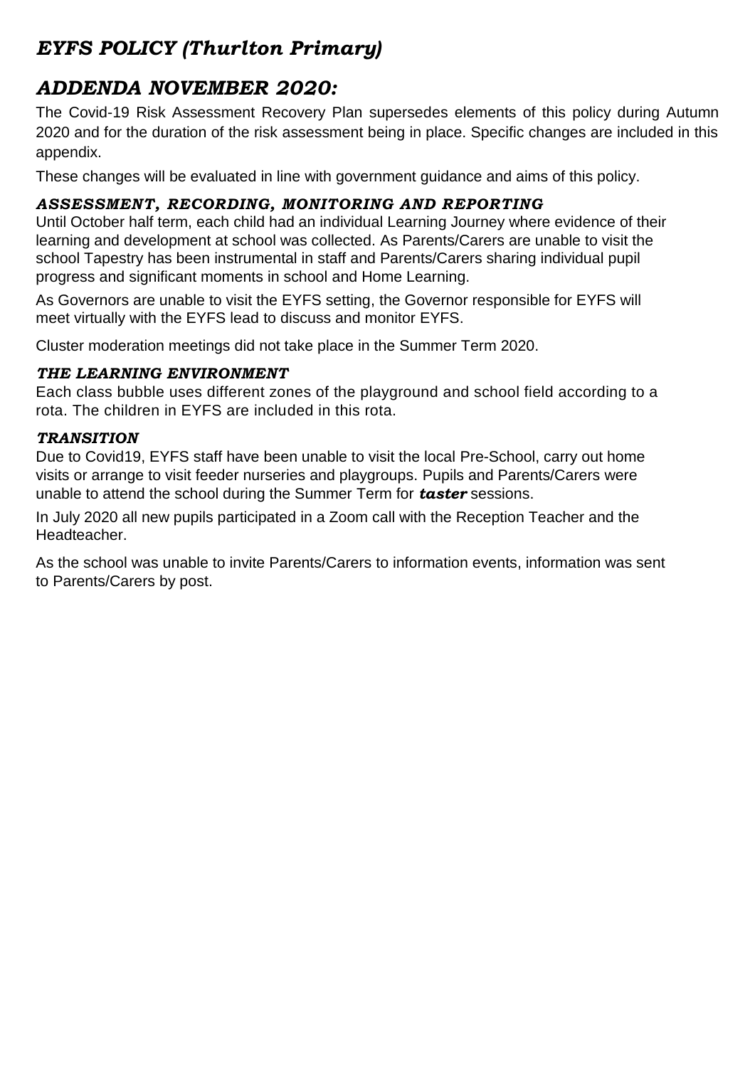# *EYFS POLICY (Thurlton Primary)*

## *ADDENDA NOVEMBER 2020:*

The Covid-19 Risk Assessment Recovery Plan supersedes elements of this policy during Autumn 2020 and for the duration of the risk assessment being in place. Specific changes are included in this appendix.

These changes will be evaluated in line with government guidance and aims of this policy.

### *ASSESSMENT, RECORDING, MONITORING AND REPORTING*

Until October half term, each child had an individual Learning Journey where evidence of their learning and development at school was collected. As Parents/Carers are unable to visit the school Tapestry has been instrumental in staff and Parents/Carers sharing individual pupil progress and significant moments in school and Home Learning.

As Governors are unable to visit the EYFS setting, the Governor responsible for EYFS will meet virtually with the EYFS lead to discuss and monitor EYFS.

Cluster moderation meetings did not take place in the Summer Term 2020.

### *THE LEARNING ENVIRONMENT*

Each class bubble uses different zones of the playground and school field according to a rota. The children in EYFS are included in this rota.

### *TRANSITION*

Due to Covid19, EYFS staff have been unable to visit the local Pre-School, carry out home visits or arrange to visit feeder nurseries and playgroups. Pupils and Parents/Carers were unable to attend the school during the Summer Term for ***taster*** sessions.

In July 2020 all new pupils participated in a Zoom call with the Reception Teacher and the Headteacher.

As the school was unable to invite Parents/Carers to information events, information was sent to Parents/Carers by post.